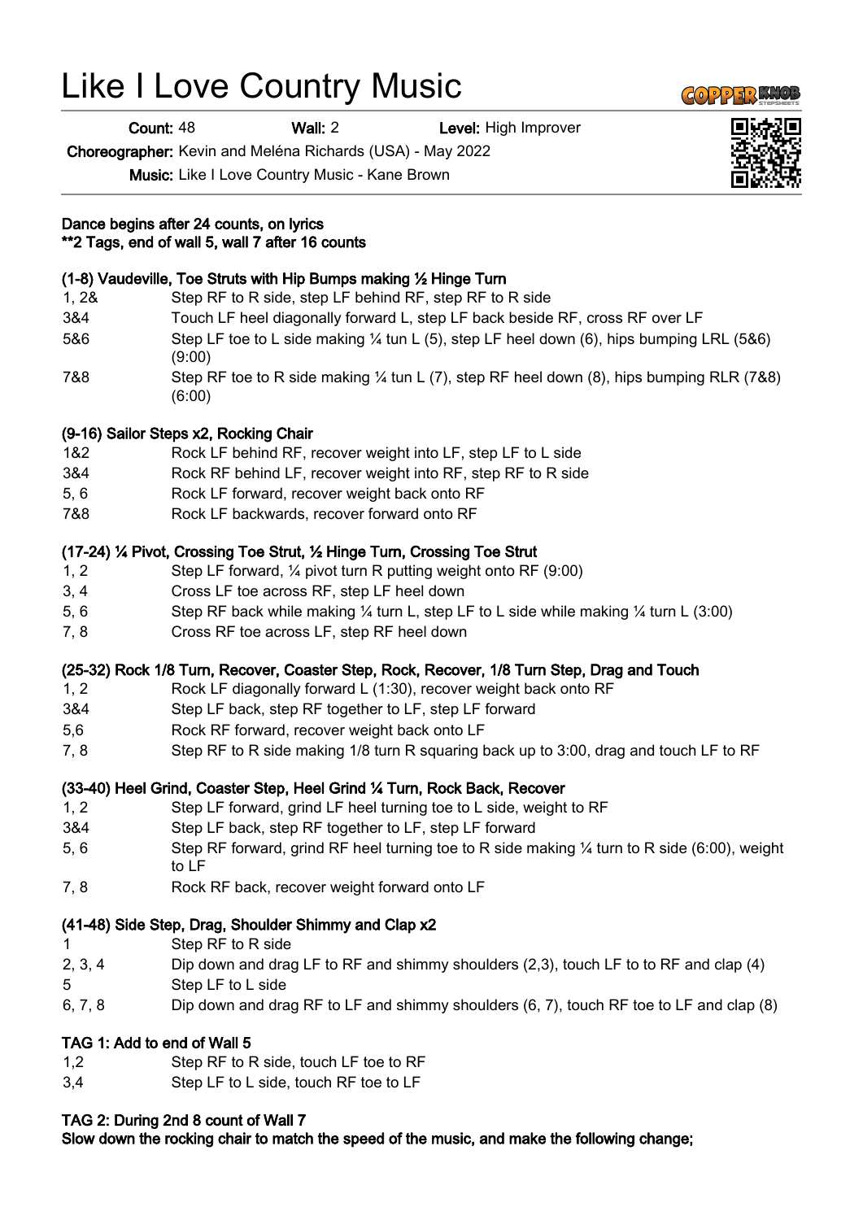# Like I Love Country Music

**Count:** 48 **Wall:** 2 **Level:** High Improver

**Choreographer:** Kevin and Meléna Richards (USA) - May 2022

**Music:** Like I Love Country Music - Kane Brown

**Dance begins after 24 counts, on lyrics**
**\*\*2 Tags, end of wall 5, wall 7 after 16 counts**

**(1-8) Vaudeville, Toe Struts with Hip Bumps making ½ Hinge Turn**

| | |
|---|---|
| 1, 2& | Step RF to R side, step LF behind RF, step RF to R side |
| 3&4 | Touch LF heel diagonally forward L, step LF back beside RF, cross RF over LF |
| 5&6 | Step LF toe to L side making ¼ tun L (5), step LF heel down (6), hips bumping LRL (5&6) (9:00) |
| 7&8 | Step RF toe to R side making ¼ tun L (7), step RF heel down (8), hips bumping RLR (7&8) (6:00) |

**(9-16) Sailor Steps x2, Rocking Chair**

| | |
|---|---|
| 1&2 | Rock LF behind RF, recover weight into LF, step LF to L side |
| 3&4 | Rock RF behind LF, recover weight into RF, step RF to R side |
| 5, 6 | Rock LF forward, recover weight back onto RF |
| 7&8 | Rock LF backwards, recover forward onto RF |

**(17-24) ¼ Pivot, Crossing Toe Strut, ½ Hinge Turn, Crossing Toe Strut**

| | |
|---|---|
| 1, 2 | Step LF forward, ¼ pivot turn R putting weight onto RF (9:00) |
| 3, 4 | Cross LF toe across RF, step LF heel down |
| 5, 6 | Step RF back while making ¼ turn L, step LF to L side while making ¼ turn L (3:00) |
| 7, 8 | Cross RF toe across LF, step RF heel down |

**(25-32) Rock 1/8 Turn, Recover, Coaster Step, Rock, Recover, 1/8 Turn Step, Drag and Touch**

| | |
|---|---|
| 1, 2 | Rock LF diagonally forward L (1:30), recover weight back onto RF |
| 3&4 | Step LF back, step RF together to LF, step LF forward |
| 5,6 | Rock RF forward, recover weight back onto LF |
| 7, 8 | Step RF to R side making 1/8 turn R squaring back up to 3:00, drag and touch LF to RF |

**(33-40) Heel Grind, Coaster Step, Heel Grind ¼ Turn, Rock Back, Recover**

| | |
|---|---|
| 1, 2 | Step LF forward, grind LF heel turning toe to L side, weight to RF |
| 3&4 | Step LF back, step RF together to LF, step LF forward |
| 5, 6 | Step RF forward, grind RF heel turning toe to R side making ¼ turn to R side (6:00), weight to LF |
| 7, 8 | Rock RF back, recover weight forward onto LF |

**(41-48) Side Step, Drag, Shoulder Shimmy and Clap x2**

| | |
|---|---|
| 1 | Step RF to R side |
| 2, 3, 4 | Dip down and drag LF to RF and shimmy shoulders (2,3), touch LF to to RF and clap (4) |
| 5 | Step LF to L side |
| 6, 7, 8 | Dip down and drag RF to LF and shimmy shoulders (6, 7), touch RF toe to LF and clap (8) |

**TAG 1: Add to end of Wall 5**

| | |
|---|---|
| 1,2 | Step RF to R side, touch LF toe to RF |
| 3,4 | Step LF to L side, touch RF toe to LF |

**TAG 2: During 2nd 8 count of Wall 7**
**Slow down the rocking chair to match the speed of the music, and make the following change;**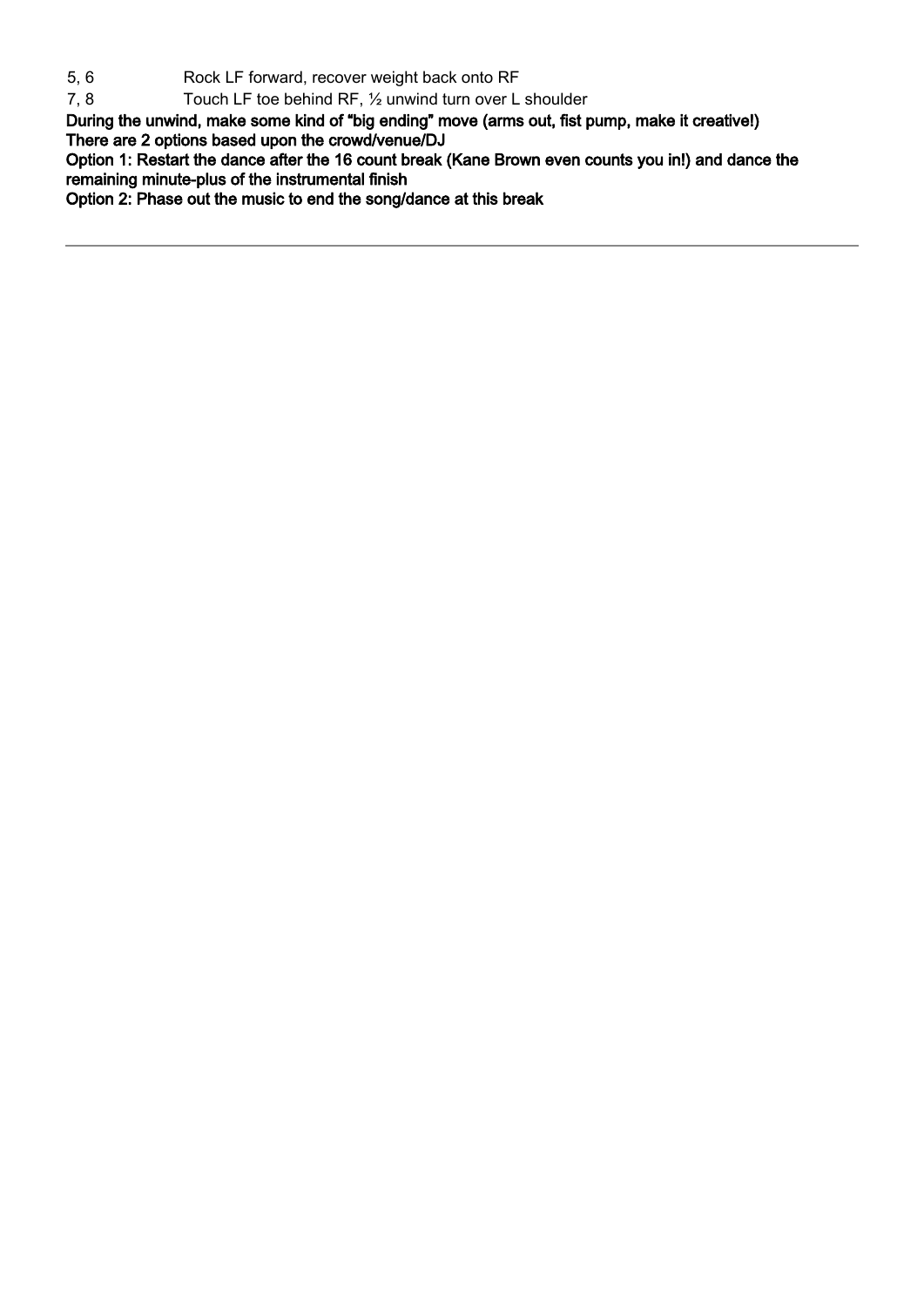| | |
|---|---|
| 5, 6 | Rock LF forward, recover weight back onto RF |
| 7, 8 | Touch LF toe behind RF, ½ unwind turn over L shoulder |

**During the unwind, make some kind of "big ending" move (arms out, fist pump, make it creative!)**
**There are 2 options based upon the crowd/venue/DJ**
**Option 1: Restart the dance after the 16 count break (Kane Brown even counts you in!) and dance the remaining minute-plus of the instrumental finish**
**Option 2: Phase out the music to end the song/dance at this break**

---